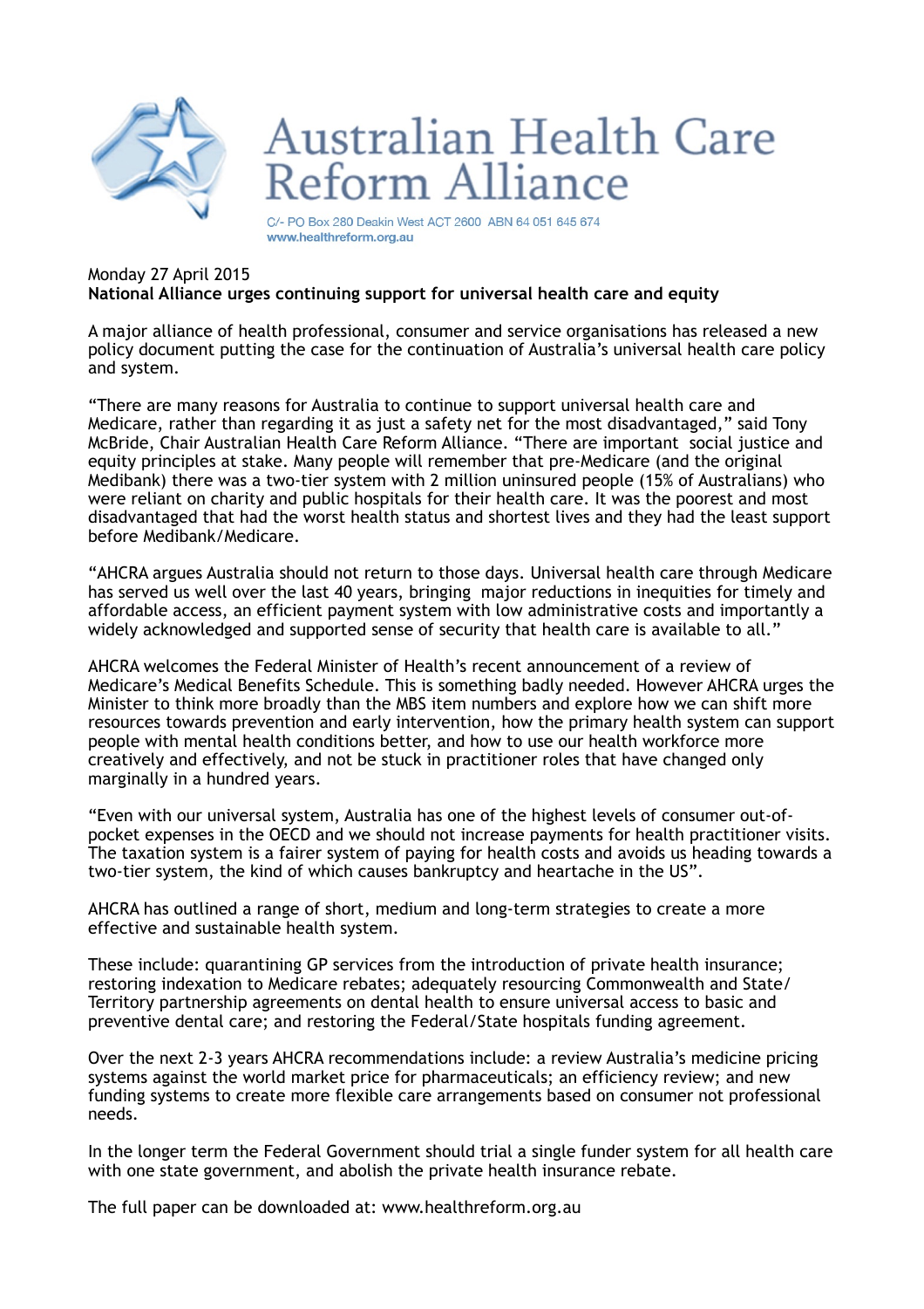# Australian Health Care Reform Alliance

C/- PO Box 280 Deakin West ACT 2600 ABN 64 051 645 674
www.healthreform.org.au

Monday 27 April 2015

**National Alliance urges continuing support for universal health care and equity**

A major alliance of health professional, consumer and service organisations has released a new policy document putting the case for the continuation of Australia's universal health care policy and system.

"There are many reasons for Australia to continue to support universal health care and Medicare, rather than regarding it as just a safety net for the most disadvantaged," said Tony McBride, Chair Australian Health Care Reform Alliance. "There are important social justice and equity principles at stake. Many people will remember that pre-Medicare (and the original Medibank) there was a two-tier system with 2 million uninsured people (15% of Australians) who were reliant on charity and public hospitals for their health care. It was the poorest and most disadvantaged that had the worst health status and shortest lives and they had the least support before Medibank/Medicare.

"AHCRA argues Australia should not return to those days. Universal health care through Medicare has served us well over the last 40 years, bringing major reductions in inequities for timely and affordable access, an efficient payment system with low administrative costs and importantly a widely acknowledged and supported sense of security that health care is available to all."

AHCRA welcomes the Federal Minister of Health's recent announcement of a review of Medicare's Medical Benefits Schedule. This is something badly needed. However AHCRA urges the Minister to think more broadly than the MBS item numbers and explore how we can shift more resources towards prevention and early intervention, how the primary health system can support people with mental health conditions better, and how to use our health workforce more creatively and effectively, and not be stuck in practitioner roles that have changed only marginally in a hundred years.

"Even with our universal system, Australia has one of the highest levels of consumer out-of-pocket expenses in the OECD and we should not increase payments for health practitioner visits. The taxation system is a fairer system of paying for health costs and avoids us heading towards a two-tier system, the kind of which causes bankruptcy and heartache in the US".

AHCRA has outlined a range of short, medium and long-term strategies to create a more effective and sustainable health system.

These include: quarantining GP services from the introduction of private health insurance; restoring indexation to Medicare rebates; adequately resourcing Commonwealth and State/Territory partnership agreements on dental health to ensure universal access to basic and preventive dental care; and restoring the Federal/State hospitals funding agreement.

Over the next 2-3 years AHCRA recommendations include: a review Australia's medicine pricing systems against the world market price for pharmaceuticals; an efficiency review; and new funding systems to create more flexible care arrangements based on consumer not professional needs.

In the longer term the Federal Government should trial a single funder system for all health care with one state government, and abolish the private health insurance rebate.

The full paper can be downloaded at: www.healthreform.org.au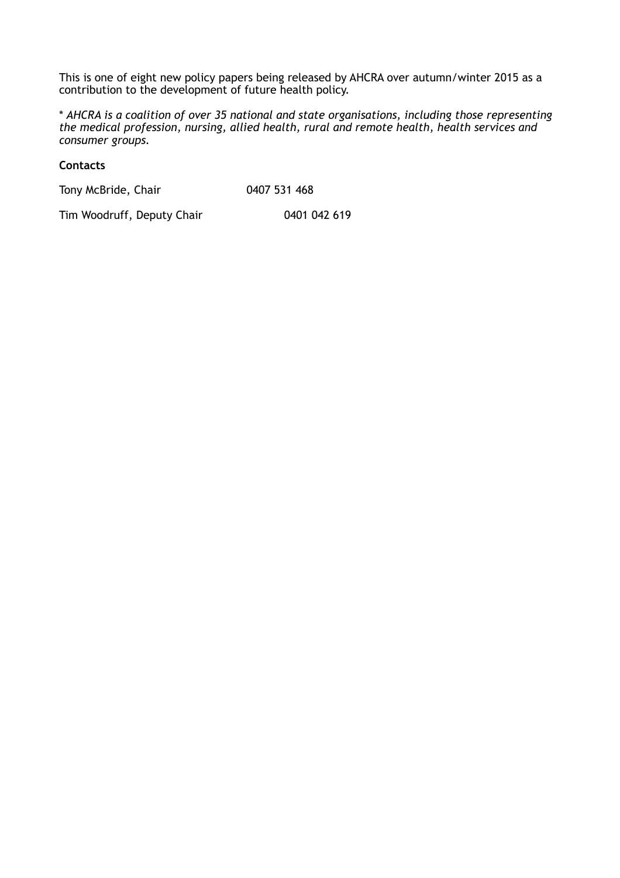This is one of eight new policy papers being released by AHCRA over autumn/winter 2015 as a contribution to the development of future health policy.

\* *AHCRA is a coalition of over 35 national and state organisations, including those representing the medical profession, nursing, allied health, rural and remote health, health services and consumer groups.*

**Contacts**

Tony McBride, Chair 0407 531 468

Tim Woodruff, Deputy Chair 0401 042 619